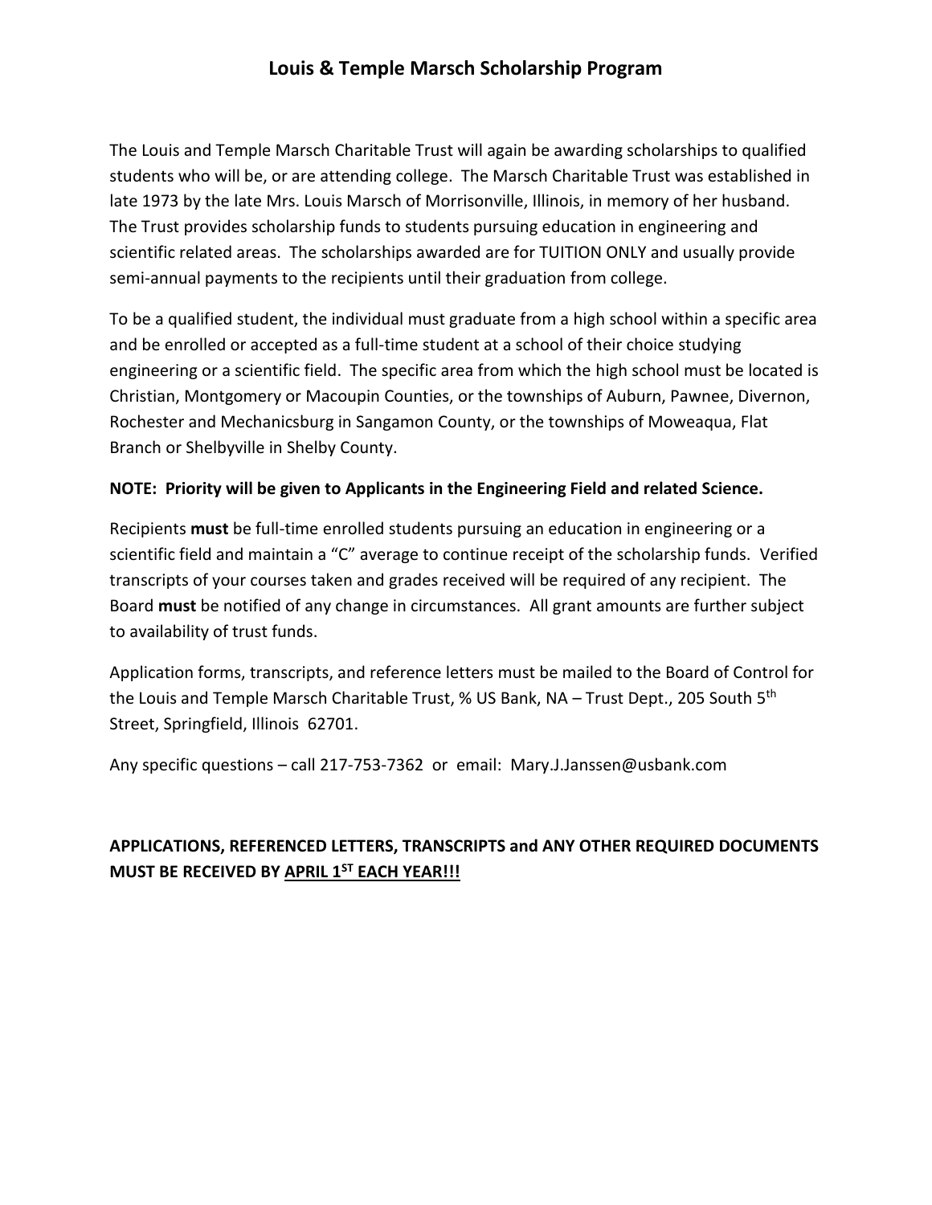# Louis & Temple Marsch Scholarship Program

The Louis and Temple Marsch Charitable Trust will again be awarding scholarships to qualified students who will be, or are attending college. The Marsch Charitable Trust was established in late 1973 by the late Mrs. Louis Marsch of Morrisonville, Illinois, in memory of her husband. The Trust provides scholarship funds to students pursuing education in engineering and scientific related areas. The scholarships awarded are for TUITION ONLY and usually provide semi-annual payments to the recipients until their graduation from college.

To be a qualified student, the individual must graduate from a high school within a specific area and be enrolled or accepted as a full-time student at a school of their choice studying engineering or a scientific field. The specific area from which the high school must be located is Christian, Montgomery or Macoupin Counties, or the townships of Auburn, Pawnee, Divernon, Rochester and Mechanicsburg in Sangamon County, or the townships of Moweaqua, Flat Branch or Shelbyville in Shelby County.

**NOTE: Priority will be given to Applicants in the Engineering Field and related Science.**

Recipients **must** be full-time enrolled students pursuing an education in engineering or a scientific field and maintain a "C" average to continue receipt of the scholarship funds. Verified transcripts of your courses taken and grades received will be required of any recipient. The Board **must** be notified of any change in circumstances. All grant amounts are further subject to availability of trust funds.

Application forms, transcripts, and reference letters must be mailed to the Board of Control for the Louis and Temple Marsch Charitable Trust, % US Bank, NA – Trust Dept., 205 South 5th Street, Springfield, Illinois 62701.

Any specific questions – call 217-753-7362 or email: Mary.J.Janssen@usbank.com

**APPLICATIONS, REFERENCED LETTERS, TRANSCRIPTS and ANY OTHER REQUIRED DOCUMENTS MUST BE RECEIVED BY APRIL 1ST EACH YEAR!!!**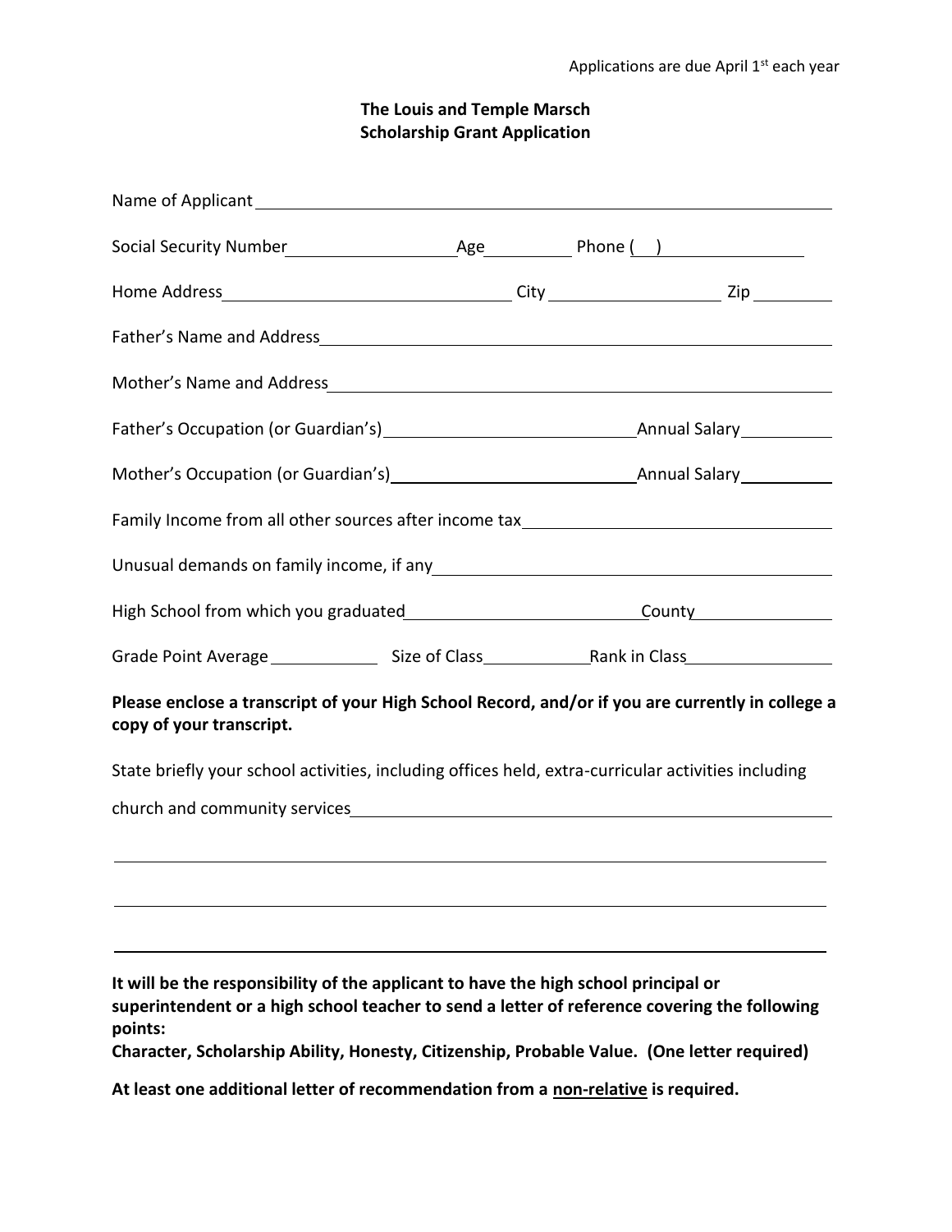Applications are due April 1st each year

**The Louis and Temple Marsch**
**Scholarship Grant Application**

Name of Applicant ______________________________________________

Social Security Number ______________ Age ________ Phone ( ) ______________

Home Address __________________________ City ______________ Zip ________

Father's Name and Address ______________________________________________

Mother's Name and Address ______________________________________________

Father's Occupation (or Guardian's) ______________________ Annual Salary ________

Mother's Occupation (or Guardian's) ______________________ Annual Salary ________

Family Income from all other sources after income tax ___________________________

Unusual demands on family income, if any _____________________________________

High School from which you graduated ____________________ County ______________

Grade Point Average __________ Size of Class __________ Rank in Class ______________

**Please enclose a transcript of your High School Record, and/or if you are currently in college a copy of your transcript.**

State briefly your school activities, including offices held, extra-curricular activities including church and community services ______________________________________________

______________________________________________

______________________________________________

______________________________________________

**It will be the responsibility of the applicant to have the high school principal or superintendent or a high school teacher to send a letter of reference covering the following points:**

**Character, Scholarship Ability, Honesty, Citizenship, Probable Value. (One letter required)**

**At least one additional letter of recommendation from a <u>non-relative</u> is required.**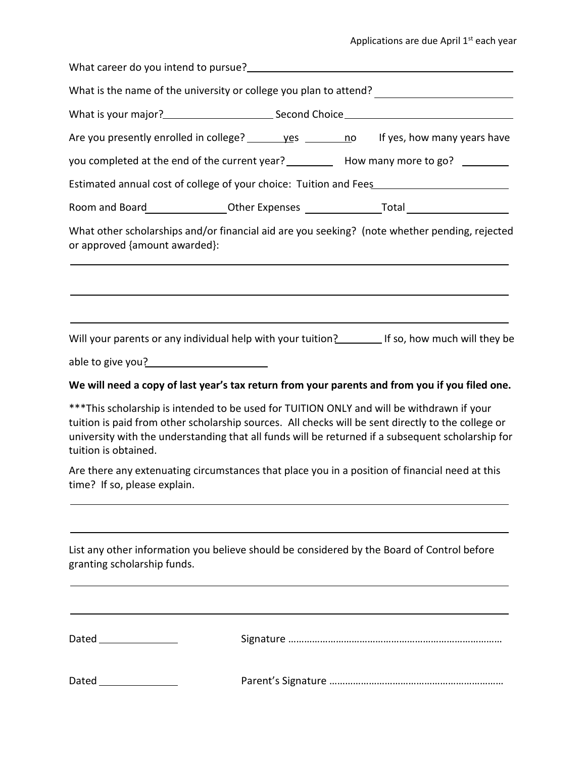Applications are due April 1st each year

What career do you intend to pursue? ______________________________

What is the name of the university or college you plan to attend? ______________________________

What is your major? ____________________ Second Choice ______________________________

Are you presently enrolled in college? _______yes ________no If yes, how many years have you completed at the end of the current year? _________ How many more to go? _________

Estimated annual cost of college of your choice: Tuition and Fees ______________________

Room and Board ______________ Other Expenses ______________ Total ______________

What other scholarships and/or financial aid are you seeking? (note whether pending, rejected or approved {amount awarded}:

______________________________________________________________________

______________________________________________________________________

______________________________________________________________________

Will your parents or any individual help with your tuition? ________ If so, how much will they be able to give you? ______________________

**We will need a copy of last year's tax return from your parents and from you if you filed one.**

***This scholarship is intended to be used for TUITION ONLY and will be withdrawn if your tuition is paid from other scholarship sources. All checks will be sent directly to the college or university with the understanding that all funds will be returned if a subsequent scholarship for tuition is obtained.

Are there any extenuating circumstances that place you in a position of financial need at this time? If so, please explain.

______________________________________________________________________

______________________________________________________________________

List any other information you believe should be considered by the Board of Control before granting scholarship funds.

______________________________________________________________________

______________________________________________________________________

Dated ______________ Signature ……………………………………………………………………

Dated ______________ Parent's Signature ………………………………………………………